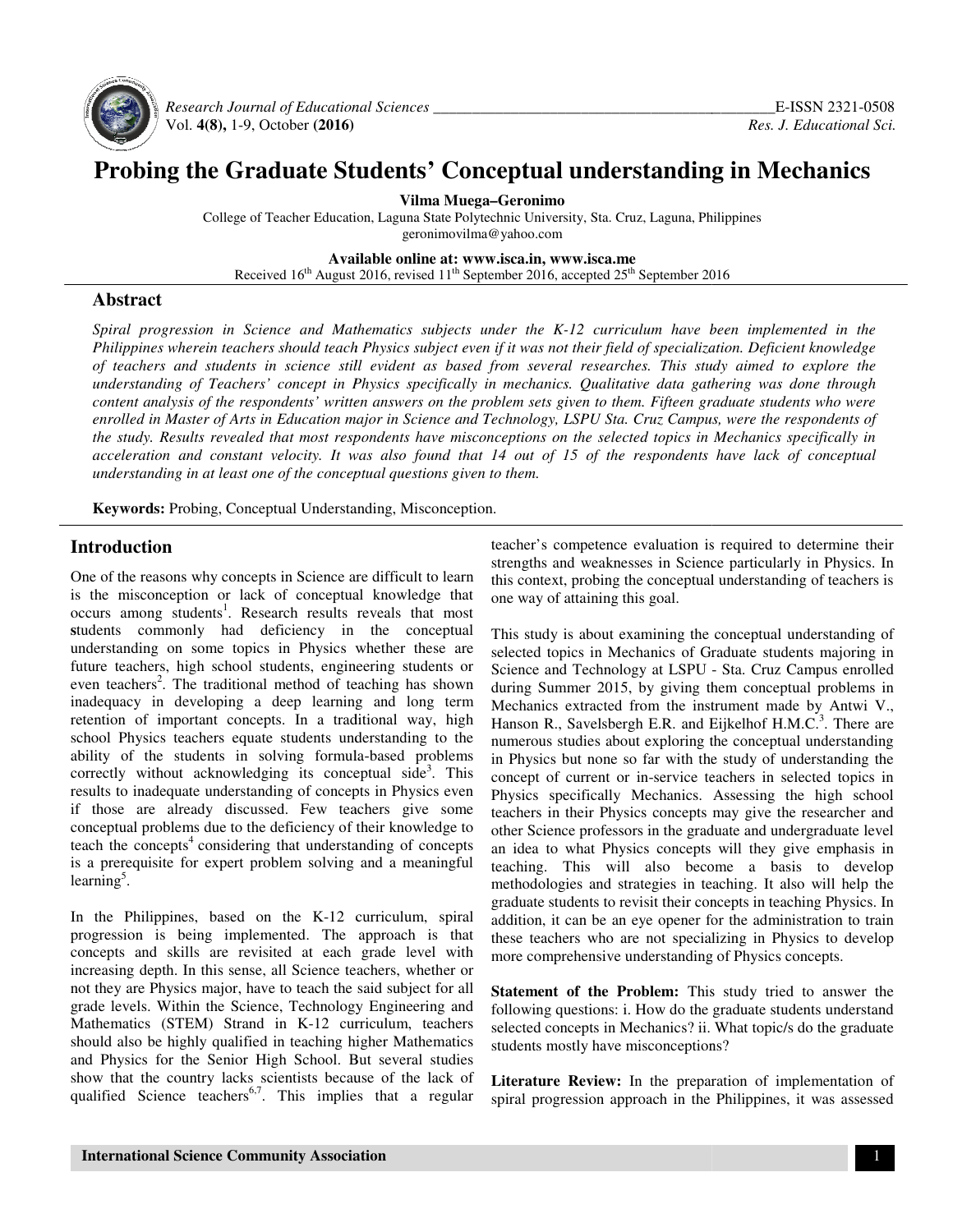# Probing the Graduate Students' Conceptual understanding in Mechanics

**Vilma Muega–Geronimo**

College of Teacher Education, Laguna State Polytechnic University, Sta. Cruz, Laguna, Philippines
geronimovilma@yahoo.com

**Available online at: www.isca.in, www.isca.me**
Received 16th August 2016, revised 11th September 2016, accepted 25th September 2016

## Abstract

*Spiral progression in Science and Mathematics subjects under the K-12 curriculum have been implemented in the Philippines wherein teachers should teach Physics subject even if it was not their field of specialization. Deficient knowledge of teachers and students in science still evident as based from several researches. This study aimed to explore the understanding of Teachers' concept in Physics specifically in mechanics. Qualitative data gathering was done through content analysis of the respondents' written answers on the problem sets given to them. Fifteen graduate students who were enrolled in Master of Arts in Education major in Science and Technology, LSPU Sta. Cruz Campus, were the respondents of the study. Results revealed that most respondents have misconceptions on the selected topics in Mechanics specifically in acceleration and constant velocity. It was also found that 14 out of 15 of the respondents have lack of conceptual understanding in at least one of the conceptual questions given to them.*

**Keywords:** Probing, Conceptual Understanding, Misconception.

## Introduction

One of the reasons why concepts in Science are difficult to learn is the misconception or lack of conceptual knowledge that occurs among students[1]. Research results reveals that most **s**tudents commonly had deficiency in the conceptual understanding on some topics in Physics whether these are future teachers, high school students, engineering students or even teachers[2]. The traditional method of teaching has shown inadequacy in developing a deep learning and long term retention of important concepts. In a traditional way, high school Physics teachers equate students understanding to the ability of the students in solving formula-based problems correctly without acknowledging its conceptual side[3]. This results to inadequate understanding of concepts in Physics even if those are already discussed. Few teachers give some conceptual problems due to the deficiency of their knowledge to teach the concepts[4] considering that understanding of concepts is a prerequisite for expert problem solving and a meaningful learning[5].

In the Philippines, based on the K-12 curriculum, spiral progression is being implemented. The approach is that concepts and skills are revisited at each grade level with increasing depth. In this sense, all Science teachers, whether or not they are Physics major, have to teach the said subject for all grade levels. Within the Science, Technology Engineering and Mathematics (STEM) Strand in K-12 curriculum, teachers should also be highly qualified in teaching higher Mathematics and Physics for the Senior High School. But several studies show that the country lacks scientists because of the lack of qualified Science teachers[6,7]. This implies that a regular teacher's competence evaluation is required to determine their strengths and weaknesses in Science particularly in Physics. In this context, probing the conceptual understanding of teachers is one way of attaining this goal.

This study is about examining the conceptual understanding of selected topics in Mechanics of Graduate students majoring in Science and Technology at LSPU - Sta. Cruz Campus enrolled during Summer 2015, by giving them conceptual problems in Mechanics extracted from the instrument made by Antwi V., Hanson R., Savelsbergh E.R. and Eijkelhof H.M.C.[3]. There are numerous studies about exploring the conceptual understanding in Physics but none so far with the study of understanding the concept of current or in-service teachers in selected topics in Physics specifically Mechanics. Assessing the high school teachers in their Physics concepts may give the researcher and other Science professors in the graduate and undergraduate level an idea to what Physics concepts will they give emphasis in teaching. This will also become a basis to develop methodologies and strategies in teaching. It also will help the graduate students to revisit their concepts in teaching Physics. In addition, it can be an eye opener for the administration to train these teachers who are not specializing in Physics to develop more comprehensive understanding of Physics concepts.

**Statement of the Problem:** This study tried to answer the following questions: i. How do the graduate students understand selected concepts in Mechanics? ii. What topic/s do the graduate students mostly have misconceptions?

**Literature Review:** In the preparation of implementation of spiral progression approach in the Philippines, it was assessed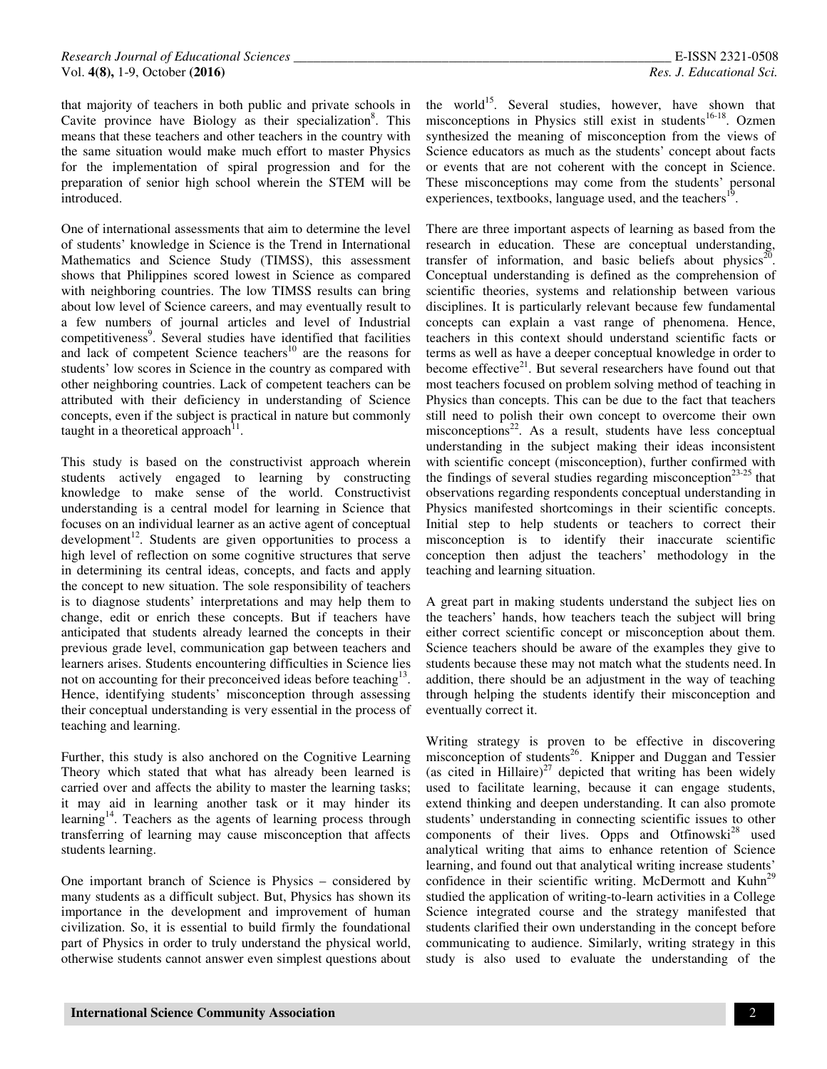that majority of teachers in both public and private schools in Cavite province have Biology as their specialization[8]. This means that these teachers and other teachers in the country with the same situation would make much effort to master Physics for the implementation of spiral progression and for the preparation of senior high school wherein the STEM will be introduced.

One of international assessments that aim to determine the level of students' knowledge in Science is the Trend in International Mathematics and Science Study (TIMSS), this assessment shows that Philippines scored lowest in Science as compared with neighboring countries. The low TIMSS results can bring about low level of Science careers, and may eventually result to a few numbers of journal articles and level of Industrial competitiveness[9]. Several studies have identified that facilities and lack of competent Science teachers[10] are the reasons for students' low scores in Science in the country as compared with other neighboring countries. Lack of competent teachers can be attributed with their deficiency in understanding of Science concepts, even if the subject is practical in nature but commonly taught in a theoretical approach[11].

This study is based on the constructivist approach wherein students actively engaged to learning by constructing knowledge to make sense of the world. Constructivist understanding is a central model for learning in Science that focuses on an individual learner as an active agent of conceptual development[12]. Students are given opportunities to process a high level of reflection on some cognitive structures that serve in determining its central ideas, concepts, and facts and apply the concept to new situation. The sole responsibility of teachers is to diagnose students' interpretations and may help them to change, edit or enrich these concepts. But if teachers have anticipated that students already learned the concepts in their previous grade level, communication gap between teachers and learners arises. Students encountering difficulties in Science lies not on accounting for their preconceived ideas before teaching[13]. Hence, identifying students' misconception through assessing their conceptual understanding is very essential in the process of teaching and learning.

Further, this study is also anchored on the Cognitive Learning Theory which stated that what has already been learned is carried over and affects the ability to master the learning tasks; it may aid in learning another task or it may hinder its learning[14]. Teachers as the agents of learning process through transferring of learning may cause misconception that affects students learning.

One important branch of Science is Physics – considered by many students as a difficult subject. But, Physics has shown its importance in the development and improvement of human civilization. So, it is essential to build firmly the foundational part of Physics in order to truly understand the physical world, otherwise students cannot answer even simplest questions about the world[15]. Several studies, however, have shown that misconceptions in Physics still exist in students[16-18]. Ozmen synthesized the meaning of misconception from the views of Science educators as much as the students' concept about facts or events that are not coherent with the concept in Science. These misconceptions may come from the students' personal experiences, textbooks, language used, and the teachers[19].

There are three important aspects of learning as based from the research in education. These are conceptual understanding, transfer of information, and basic beliefs about physics[20]. Conceptual understanding is defined as the comprehension of scientific theories, systems and relationship between various disciplines. It is particularly relevant because few fundamental concepts can explain a vast range of phenomena. Hence, teachers in this context should understand scientific facts or terms as well as have a deeper conceptual knowledge in order to become effective[21]. But several researchers have found out that most teachers focused on problem solving method of teaching in Physics than concepts. This can be due to the fact that teachers still need to polish their own concept to overcome their own misconceptions[22]. As a result, students have less conceptual understanding in the subject making their ideas inconsistent with scientific concept (misconception), further confirmed with the findings of several studies regarding misconception[23-25] that observations regarding respondents conceptual understanding in Physics manifested shortcomings in their scientific concepts. Initial step to help students or teachers to correct their misconception is to identify their inaccurate scientific conception then adjust the teachers' methodology in the teaching and learning situation.

A great part in making students understand the subject lies on the teachers' hands, how teachers teach the subject will bring either correct scientific concept or misconception about them. Science teachers should be aware of the examples they give to students because these may not match what the students need. In addition, there should be an adjustment in the way of teaching through helping the students identify their misconception and eventually correct it.

Writing strategy is proven to be effective in discovering misconception of students[26]. Knipper and Duggan and Tessier (as cited in Hillaire)[27] depicted that writing has been widely used to facilitate learning, because it can engage students, extend thinking and deepen understanding. It can also promote students' understanding in connecting scientific issues to other components of their lives. Opps and Otfinowski[28] used analytical writing that aims to enhance retention of Science learning, and found out that analytical writing increase students' confidence in their scientific writing. McDermott and Kuhn[29] studied the application of writing-to-learn activities in a College Science integrated course and the strategy manifested that students clarified their own understanding in the concept before communicating to audience. Similarly, writing strategy in this study is also used to evaluate the understanding of the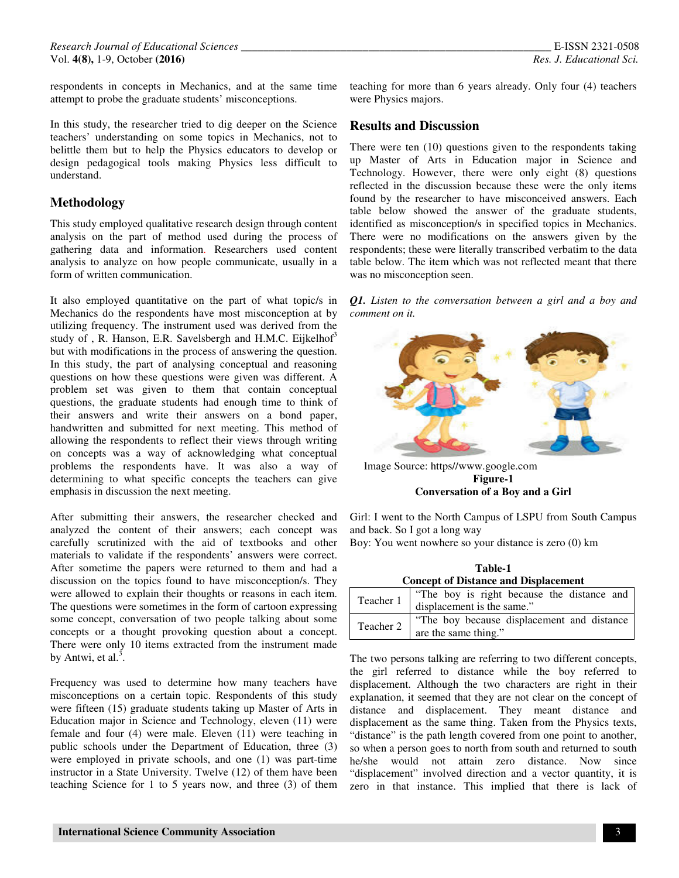respondents in concepts in Mechanics, and at the same time attempt to probe the graduate students' misconceptions.

In this study, the researcher tried to dig deeper on the Science teachers' understanding on some topics in Mechanics, not to belittle them but to help the Physics educators to develop or design pedagogical tools making Physics less difficult to understand.

## Methodology

This study employed qualitative research design through content analysis on the part of method used during the process of gathering data and information. Researchers used content analysis to analyze on how people communicate, usually in a form of written communication.

It also employed quantitative on the part of what topic/s in Mechanics do the respondents have most misconception at by utilizing frequency. The instrument used was derived from the study of , R. Hanson, E.R. Savelsbergh and H.M.C. Eijkelhof[3] but with modifications in the process of answering the question. In this study, the part of analysing conceptual and reasoning questions on how these questions were given was different. A problem set was given to them that contain conceptual questions, the graduate students had enough time to think of their answers and write their answers on a bond paper, handwritten and submitted for next meeting. This method of allowing the respondents to reflect their views through writing on concepts was a way of acknowledging what conceptual problems the respondents have. It was also a way of determining to what specific concepts the teachers can give emphasis in discussion the next meeting.

After submitting their answers, the researcher checked and analyzed the content of their answers; each concept was carefully scrutinized with the aid of textbooks and other materials to validate if the respondents' answers were correct. After sometime the papers were returned to them and had a discussion on the topics found to have misconception/s. They were allowed to explain their thoughts or reasons in each item. The questions were sometimes in the form of cartoon expressing some concept, conversation of two people talking about some concepts or a thought provoking question about a concept. There were only 10 items extracted from the instrument made by Antwi, et al.[3].

Frequency was used to determine how many teachers have misconceptions on a certain topic. Respondents of this study were fifteen (15) graduate students taking up Master of Arts in Education major in Science and Technology, eleven (11) were female and four (4) were male. Eleven (11) were teaching in public schools under the Department of Education, three (3) were employed in private schools, and one (1) was part-time instructor in a State University. Twelve (12) of them have been teaching Science for 1 to 5 years now, and three (3) of them teaching for more than 6 years already. Only four (4) teachers were Physics majors.

## Results and Discussion

There were ten (10) questions given to the respondents taking up Master of Arts in Education major in Science and Technology. However, there were only eight (8) questions reflected in the discussion because these were the only items found by the researcher to have misconceived answers. Each table below showed the answer of the graduate students, identified as misconception/s in specified topics in Mechanics. There were no modifications on the answers given by the respondents; these were literally transcribed verbatim to the data table below. The item which was not reflected meant that there was no misconception seen.

***Q1.*** *Listen to the conversation between a girl and a boy and comment on it.*

Image Source: https//www.google.com

**Figure-1**
**Conversation of a Boy and a Girl**

Girl: I went to the North Campus of LSPU from South Campus and back. So I got a long way

Boy: You went nowhere so your distance is zero (0) km

**Table-1**
**Concept of Distance and Displacement**

| | |
|---|---|
| Teacher 1 | "The boy is right because the distance and displacement is the same." |
| Teacher 2 | "The boy because displacement and distance are the same thing." |

The two persons talking are referring to two different concepts, the girl referred to distance while the boy referred to displacement. Although the two characters are right in their explanation, it seemed that they are not clear on the concept of distance and displacement. They meant distance and displacement as the same thing. Taken from the Physics texts, "distance" is the path length covered from one point to another, so when a person goes to north from south and returned to south he/she would not attain zero distance. Now since "displacement" involved direction and a vector quantity, it is zero in that instance. This implied that there is lack of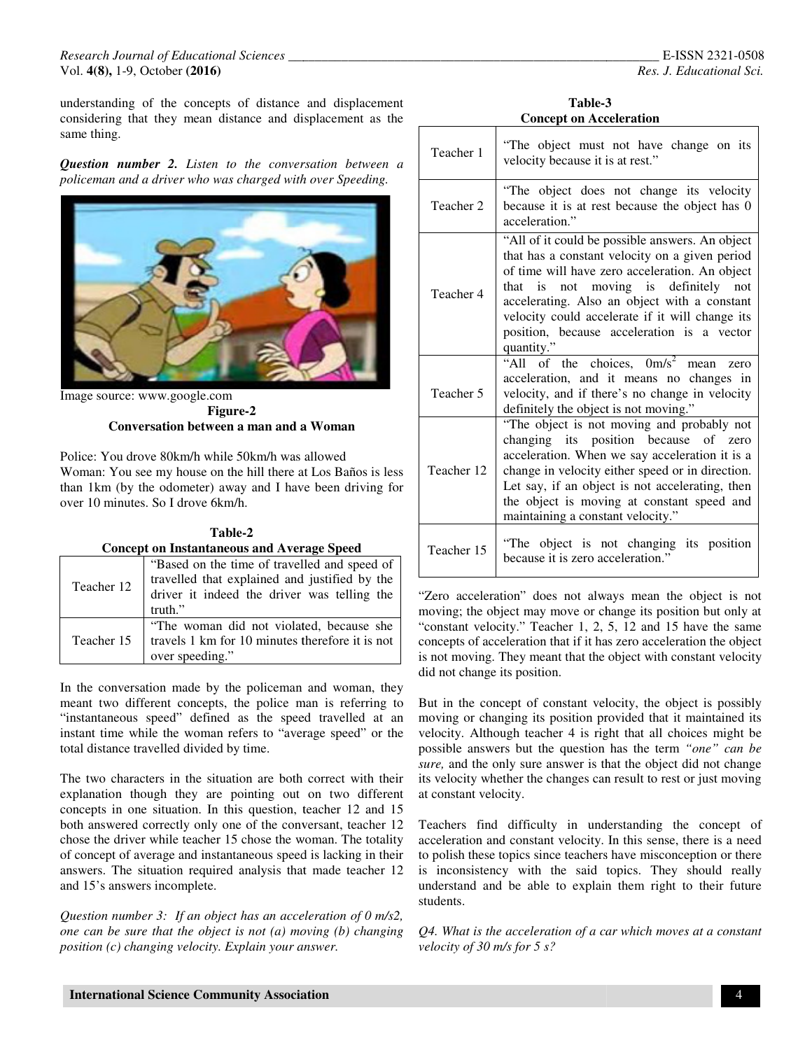understanding of the concepts of distance and displacement considering that they mean distance and displacement as the same thing.

***Question number 2.*** *Listen to the conversation between a policeman and a driver who was charged with over Speeding.*

Image source: www.google.com

**Figure-2**
**Conversation between a man and a Woman**

Police: You drove 80km/h while 50km/h was allowed
Woman: You see my house on the hill there at Los Baños is less than 1km (by the odometer) away and I have been driving for over 10 minutes. So I drove 6km/h.

**Table-2**
**Concept on Instantaneous and Average Speed**

| | |
|---|---|
| Teacher 12 | "Based on the time of travelled and speed of travelled that explained and justified by the driver it indeed the driver was telling the truth." |
| Teacher 15 | "The woman did not violated, because she travels 1 km for 10 minutes therefore it is not over speeding." |

In the conversation made by the policeman and woman, they meant two different concepts, the police man is referring to "instantaneous speed" defined as the speed travelled at an instant time while the woman refers to "average speed" or the total distance travelled divided by time.

The two characters in the situation are both correct with their explanation though they are pointing out on two different concepts in one situation. In this question, teacher 12 and 15 both answered correctly only one of the conversant, teacher 12 chose the driver while teacher 15 chose the woman. The totality of concept of average and instantaneous speed is lacking in their answers. The situation required analysis that made teacher 12 and 15's answers incomplete.

*Question number 3: If an object has an acceleration of 0 m/s2, one can be sure that the object is not (a) moving (b) changing position (c) changing velocity. Explain your answer.*

**Table-3**
**Concept on Acceleration**

| | |
|---|---|
| Teacher 1 | "The object must not have change on its velocity because it is at rest." |
| Teacher 2 | "The object does not change its velocity because it is at rest because the object has 0 acceleration." |
| Teacher 4 | "All of it could be possible answers. An object that has a constant velocity on a given period of time will have zero acceleration. An object that is not moving is definitely not accelerating. Also an object with a constant velocity could accelerate if it will change its position, because acceleration is a vector quantity." |
| Teacher 5 | "All of the choices, $0m/s^2$ mean zero acceleration, and it means no changes in velocity, and if there's no change in velocity definitely the object is not moving." |
| Teacher 12 | "The object is not moving and probably not changing its position because of zero acceleration. When we say acceleration it is a change in velocity either speed or in direction. Let say, if an object is not accelerating, then the object is moving at constant speed and maintaining a constant velocity." |
| Teacher 15 | "The object is not changing its position because it is zero acceleration." |

"Zero acceleration" does not always mean the object is not moving; the object may move or change its position but only at "constant velocity." Teacher 1, 2, 5, 12 and 15 have the same concepts of acceleration that if it has zero acceleration the object is not moving. They meant that the object with constant velocity did not change its position.

But in the concept of constant velocity, the object is possibly moving or changing its position provided that it maintained its velocity. Although teacher 4 is right that all choices might be possible answers but the question has the term *"one" can be sure,* and the only sure answer is that the object did not change its velocity whether the changes can result to rest or just moving at constant velocity.

Teachers find difficulty in understanding the concept of acceleration and constant velocity. In this sense, there is a need to polish these topics since teachers have misconception or there is inconsistency with the said topics. They should really understand and be able to explain them right to their future students.

*Q4. What is the acceleration of a car which moves at a constant velocity of 30 m/s for 5 s?*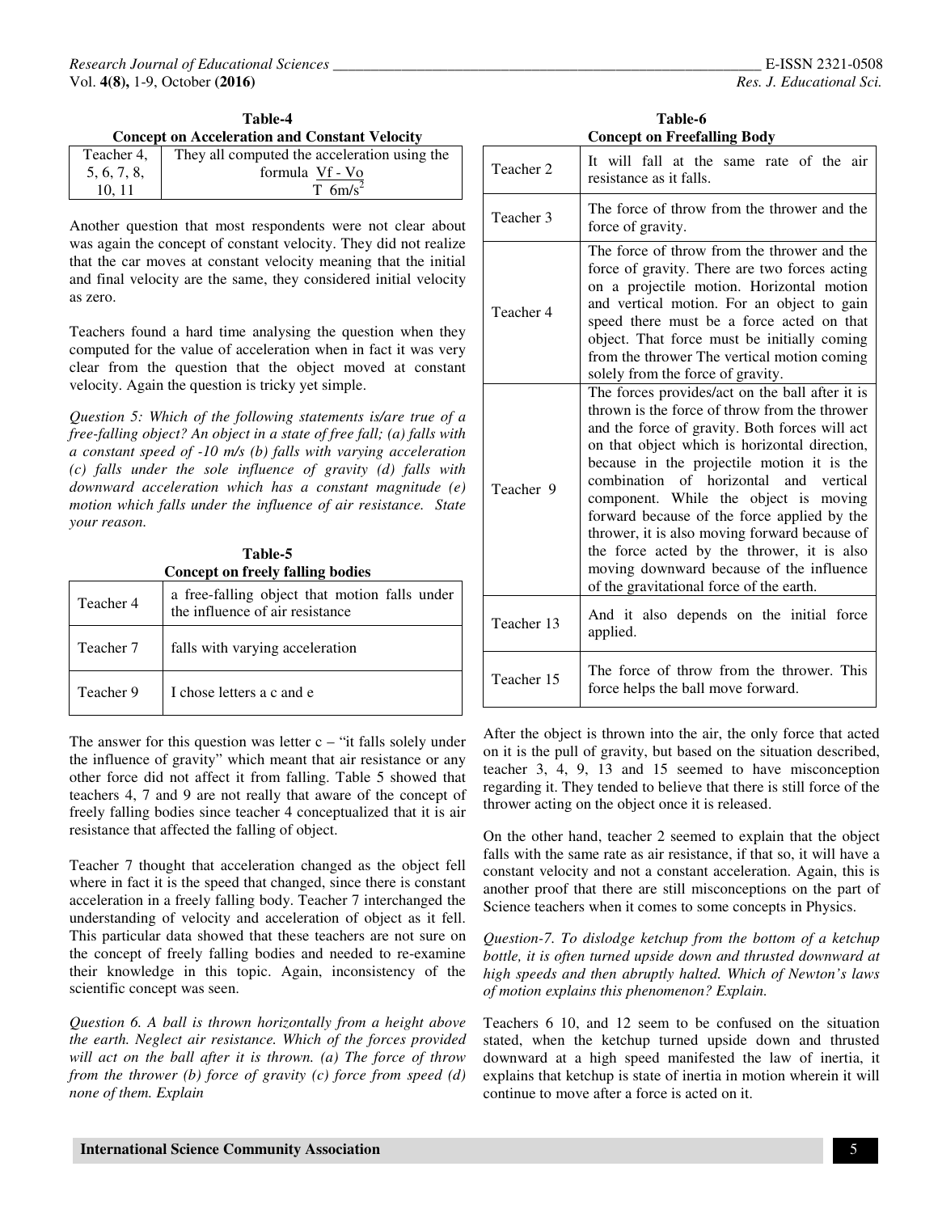**Table-4**
**Concept on Acceleration and Constant Velocity**

| | |
|---|---|
| Teacher 4, 5, 6, 7, 8, 10, 11 | They all computed the acceleration using the formula $\frac{Vf - Vo}{T}$ $6m/s^2$ |

Another question that most respondents were not clear about was again the concept of constant velocity. They did not realize that the car moves at constant velocity meaning that the initial and final velocity are the same, they considered initial velocity as zero.

Teachers found a hard time analysing the question when they computed for the value of acceleration when in fact it was very clear from the question that the object moved at constant velocity. Again the question is tricky yet simple.

*Question 5: Which of the following statements is/are true of a free-falling object? An object in a state of free fall; (a) falls with a constant speed of -10 m/s (b) falls with varying acceleration (c) falls under the sole influence of gravity (d) falls with downward acceleration which has a constant magnitude (e) motion which falls under the influence of air resistance. State your reason.*

**Table-5**
**Concept on freely falling bodies**

| | |
|---|---|
| Teacher 4 | a free-falling object that motion falls under the influence of air resistance |
| Teacher 7 | falls with varying acceleration |
| Teacher 9 | I chose letters a c and e |

The answer for this question was letter c – "it falls solely under the influence of gravity" which meant that air resistance or any other force did not affect it from falling. Table 5 showed that teachers 4, 7 and 9 are not really that aware of the concept of freely falling bodies since teacher 4 conceptualized that it is air resistance that affected the falling of object.

Teacher 7 thought that acceleration changed as the object fell where in fact it is the speed that changed, since there is constant acceleration in a freely falling body. Teacher 7 interchanged the understanding of velocity and acceleration of object as it fell. This particular data showed that these teachers are not sure on the concept of freely falling bodies and needed to re-examine their knowledge in this topic. Again, inconsistency of the scientific concept was seen.

*Question 6. A ball is thrown horizontally from a height above the earth. Neglect air resistance. Which of the forces provided will act on the ball after it is thrown. (a) The force of throw from the thrower (b) force of gravity (c) force from speed (d) none of them. Explain*

**Table-6**
**Concept on Freefalling Body**

| | |
|---|---|
| Teacher 2 | It will fall at the same rate of the air resistance as it falls. |
| Teacher 3 | The force of throw from the thrower and the force of gravity. |
| Teacher 4 | The force of throw from the thrower and the force of gravity. There are two forces acting on a projectile motion. Horizontal motion and vertical motion. For an object to gain speed there must be a force acted on that object. That force must be initially coming from the thrower The vertical motion coming solely from the force of gravity. |
| Teacher 9 | The forces provides/act on the ball after it is thrown is the force of throw from the thrower and the force of gravity. Both forces will act on that object which is horizontal direction, because in the projectile motion it is the combination of horizontal and vertical component. While the object is moving forward because of the force applied by the thrower, it is also moving forward because of the force acted by the thrower, it is also moving downward because of the influence of the gravitational force of the earth. |
| Teacher 13 | And it also depends on the initial force applied. |
| Teacher 15 | The force of throw from the thrower. This force helps the ball move forward. |

After the object is thrown into the air, the only force that acted on it is the pull of gravity, but based on the situation described, teacher 3, 4, 9, 13 and 15 seemed to have misconception regarding it. They tended to believe that there is still force of the thrower acting on the object once it is released.

On the other hand, teacher 2 seemed to explain that the object falls with the same rate as air resistance, if that so, it will have a constant velocity and not a constant acceleration. Again, this is another proof that there are still misconceptions on the part of Science teachers when it comes to some concepts in Physics.

*Question-7. To dislodge ketchup from the bottom of a ketchup bottle, it is often turned upside down and thrusted downward at high speeds and then abruptly halted. Which of Newton's laws of motion explains this phenomenon? Explain.*

Teachers 6 10, and 12 seem to be confused on the situation stated, when the ketchup turned upside down and thrusted downward at a high speed manifested the law of inertia, it explains that ketchup is state of inertia in motion wherein it will continue to move after a force is acted on it.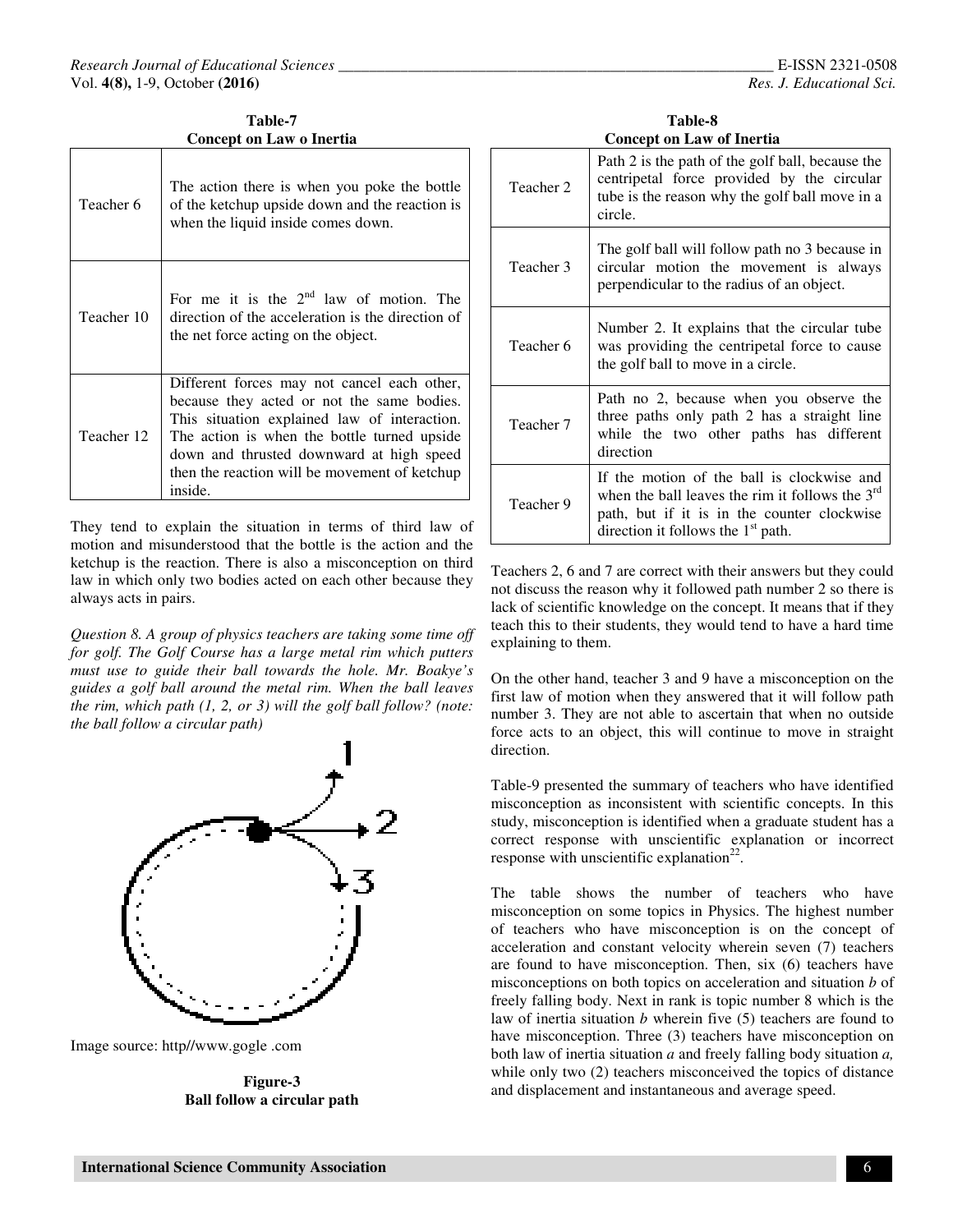**Table-7**
**Concept on Law o Inertia**

| | |
|---|---|
| Teacher 6 | The action there is when you poke the bottle of the ketchup upside down and the reaction is when the liquid inside comes down. |
| Teacher 10 | For me it is the 2nd law of motion. The direction of the acceleration is the direction of the net force acting on the object. |
| Teacher 12 | Different forces may not cancel each other, because they acted or not the same bodies. This situation explained law of interaction. The action is when the bottle turned upside down and thrusted downward at high speed then the reaction will be movement of ketchup inside. |

They tend to explain the situation in terms of third law of motion and misunderstood that the bottle is the action and the ketchup is the reaction. There is also a misconception on third law in which only two bodies acted on each other because they always acts in pairs.

*Question 8. A group of physics teachers are taking some time off for golf. The Golf Course has a large metal rim which putters must use to guide their ball towards the hole. Mr. Boakye's guides a golf ball around the metal rim. When the ball leaves the rim, which path (1, 2, or 3) will the golf ball follow? (note: the ball follow a circular path)*

Image source: http//www.gogle .com

**Figure-3**
**Ball follow a circular path**

**Table-8**
**Concept on Law of Inertia**

| | |
|---|---|
| Teacher 2 | Path 2 is the path of the golf ball, because the centripetal force provided by the circular tube is the reason why the golf ball move in a circle. |
| Teacher 3 | The golf ball will follow path no 3 because in circular motion the movement is always perpendicular to the radius of an object. |
| Teacher 6 | Number 2. It explains that the circular tube was providing the centripetal force to cause the golf ball to move in a circle. |
| Teacher 7 | Path no 2, because when you observe the three paths only path 2 has a straight line while the two other paths has different direction |
| Teacher 9 | If the motion of the ball is clockwise and when the ball leaves the rim it follows the 3rd path, but if it is in the counter clockwise direction it follows the 1st path. |

Teachers 2, 6 and 7 are correct with their answers but they could not discuss the reason why it followed path number 2 so there is lack of scientific knowledge on the concept. It means that if they teach this to their students, they would tend to have a hard time explaining to them.

On the other hand, teacher 3 and 9 have a misconception on the first law of motion when they answered that it will follow path number 3. They are not able to ascertain that when no outside force acts to an object, this will continue to move in straight direction.

Table-9 presented the summary of teachers who have identified misconception as inconsistent with scientific concepts. In this study, misconception is identified when a graduate student has a correct response with unscientific explanation or incorrect response with unscientific explanation[22].

The table shows the number of teachers who have misconception on some topics in Physics. The highest number of teachers who have misconception is on the concept of acceleration and constant velocity wherein seven (7) teachers are found to have misconception. Then, six (6) teachers have misconceptions on both topics on acceleration and situation *b* of freely falling body. Next in rank is topic number 8 which is the law of inertia situation *b* wherein five (5) teachers are found to have misconception. Three (3) teachers have misconception on both law of inertia situation *a* and freely falling body situation *a,* while only two (2) teachers misconceived the topics of distance and displacement and instantaneous and average speed.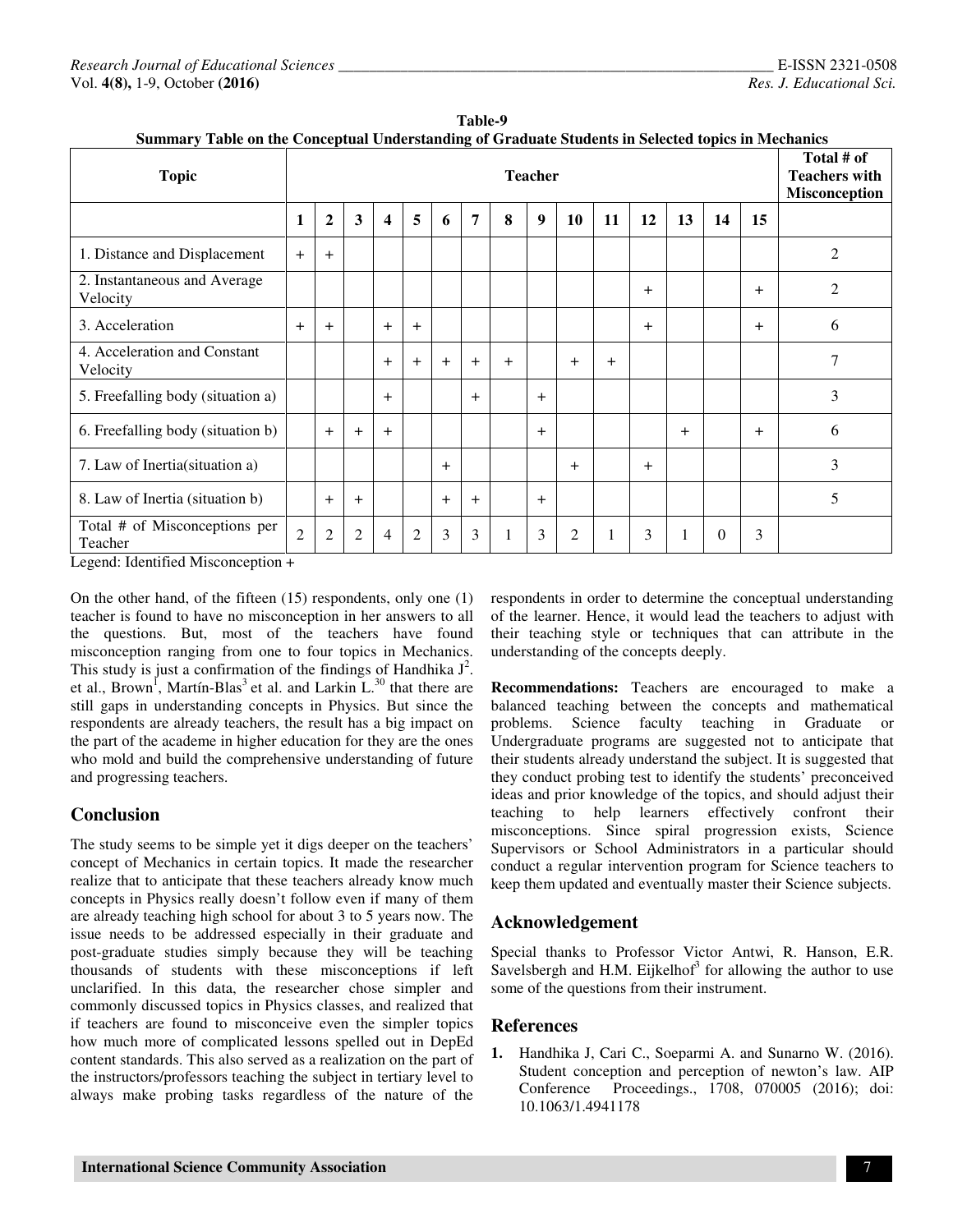**Table-9**
**Summary Table on the Conceptual Understanding of Graduate Students in Selected topics in Mechanics**

| Topic | Teacher | | | | | | | | | | | | | | | Total # of Teachers with Misconception |
|---|---|---|---|---|---|---|---|---|---|---|---|---|---|---|---|---|
| | **1** | **2** | **3** | **4** | **5** | **6** | **7** | **8** | **9** | **10** | **11** | **12** | **13** | **14** | **15** | |
| 1. Distance and Displacement | + | + | | | | | | | | | | | | | | 2 |
| 2. Instantaneous and Average Velocity | | | | | | | | | | | | + | | | + | 2 |
| 3. Acceleration | + | + | | + | + | | | | | | | + | | | + | 6 |
| 4. Acceleration and Constant Velocity | | | | + | + | + | + | + | | + | + | | | | | 7 |
| 5. Freefalling body (situation a) | | | | + | | | + | | + | | | | | | | 3 |
| 6. Freefalling body (situation b) | | + | + | + | | | | | + | | | | + | | + | 6 |
| 7. Law of Inertia(situation a) | | | | | | + | | | | + | | + | | | | 3 |
| 8. Law of Inertia (situation b) | | + | + | | | + | + | | + | | | | | | | 5 |
| Total # of Misconceptions per Teacher | 2 | 2 | 2 | 4 | 2 | 3 | 3 | 1 | 3 | 2 | 1 | 3 | 1 | 0 | 3 | |

Legend: Identified Misconception +

On the other hand, of the fifteen (15) respondents, only one (1) teacher is found to have no misconception in her answers to all the questions. But, most of the teachers have found misconception ranging from one to four topics in Mechanics. This study is just a confirmation of the findings of Handhika J[2]. et al., Brown[1], Martín-Blas[3] et al. and Larkin L.[30] that there are still gaps in understanding concepts in Physics. But since the respondents are already teachers, the result has a big impact on the part of the academe in higher education for they are the ones who mold and build the comprehensive understanding of future and progressing teachers.

## Conclusion

The study seems to be simple yet it digs deeper on the teachers' concept of Mechanics in certain topics. It made the researcher realize that to anticipate that these teachers already know much concepts in Physics really doesn't follow even if many of them are already teaching high school for about 3 to 5 years now. The issue needs to be addressed especially in their graduate and post-graduate studies simply because they will be teaching thousands of students with these misconceptions if left unclarified. In this data, the researcher chose simpler and commonly discussed topics in Physics classes, and realized that if teachers are found to misconceive even the simpler topics how much more of complicated lessons spelled out in DepEd content standards. This also served as a realization on the part of the instructors/professors teaching the subject in tertiary level to always make probing tasks regardless of the nature of the respondents in order to determine the conceptual understanding of the learner. Hence, it would lead the teachers to adjust with their teaching style or techniques that can attribute in the understanding of the concepts deeply.

**Recommendations:** Teachers are encouraged to make a balanced teaching between the concepts and mathematical problems. Science faculty teaching in Graduate or Undergraduate programs are suggested not to anticipate that their students already understand the subject. It is suggested that they conduct probing test to identify the students' preconceived ideas and prior knowledge of the topics, and should adjust their teaching to help learners effectively confront their misconceptions. Since spiral progression exists, Science Supervisors or School Administrators in a particular should conduct a regular intervention program for Science teachers to keep them updated and eventually master their Science subjects.

## Acknowledgement

Special thanks to Professor Victor Antwi, R. Hanson, E.R. Savelsbergh and H.M. Eijkelhof[3] for allowing the author to use some of the questions from their instrument.

## References

1. Handhika J, Cari C., Soeparmi A. and Sunarno W. (2016). Student conception and perception of newton's law. AIP Conference Proceedings., 1708, 070005 (2016); doi: 10.1063/1.4941178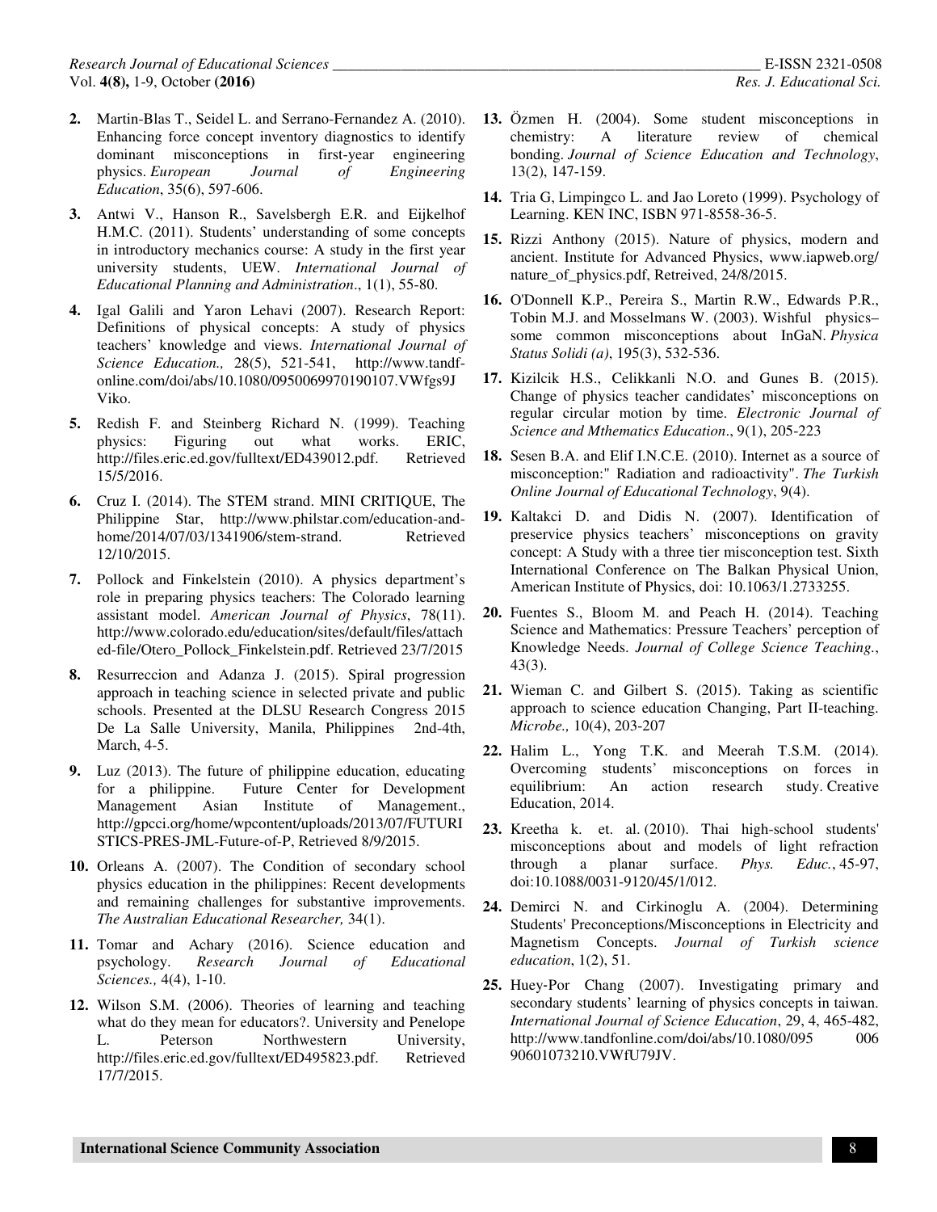2. Martin-Blas T., Seidel L. and Serrano-Fernandez A. (2010). Enhancing force concept inventory diagnostics to identify dominant misconceptions in first-year engineering physics. *European Journal of Engineering Education*, 35(6), 597-606.

3. Antwi V., Hanson R., Savelsbergh E.R. and Eijkelhof H.M.C. (2011). Students' understanding of some concepts in introductory mechanics course: A study in the first year university students, UEW. *International Journal of Educational Planning and Administration*., 1(1), 55-80.

4. Igal Galili and Yaron Lehavi (2007). Research Report: Definitions of physical concepts: A study of physics teachers' knowledge and views. *International Journal of Science Education.,* 28(5), 521-541, http://www.tandf-online.com/doi/abs/10.1080/0950069970190107.VWfgs9JViko.

5. Redish F. and Steinberg Richard N. (1999). Teaching physics: Figuring out what works. ERIC, http://files.eric.ed.gov/fulltext/ED439012.pdf. Retrieved 15/5/2016.

6. Cruz I. (2014). The STEM strand. MINI CRITIQUE, The Philippine Star, http://www.philstar.com/education-and-home/2014/07/03/1341906/stem-strand. Retrieved 12/10/2015.

7. Pollock and Finkelstein (2010). A physics department's role in preparing physics teachers: The Colorado learning assistant model. *American Journal of Physics*, 78(11). http://www.colorado.edu/education/sites/default/files/attached-file/Otero_Pollock_Finkelstein.pdf. Retrieved 23/7/2015

8. Resurreccion and Adanza J. (2015). Spiral progression approach in teaching science in selected private and public schools. Presented at the DLSU Research Congress 2015 De La Salle University, Manila, Philippines 2nd-4th, March, 4-5.

9. Luz (2013). The future of philippine education, educating for a philippine. Future Center for Development Management Asian Institute of Management., http://gpcci.org/home/wpcontent/uploads/2013/07/FUTURISTICS-PRES-JML-Future-of-P, Retrieved 8/9/2015.

10. Orleans A. (2007). The Condition of secondary school physics education in the philippines: Recent developments and remaining challenges for substantive improvements. *The Australian Educational Researcher,* 34(1).

11. Tomar and Achary (2016). Science education and psychology. *Research Journal of Educational Sciences.,* 4(4), 1-10.

12. Wilson S.M. (2006). Theories of learning and teaching what do they mean for educators?. University and Penelope L. Peterson Northwestern University, http://files.eric.ed.gov/fulltext/ED495823.pdf. Retrieved 17/7/2015.

13. Özmen H. (2004). Some student misconceptions in chemistry: A literature review of chemical bonding. *Journal of Science Education and Technology*, 13(2), 147-159.

14. Tria G, Limpingco L. and Jao Loreto (1999). Psychology of Learning. KEN INC, ISBN 971-8558-36-5.

15. Rizzi Anthony (2015). Nature of physics, modern and ancient. Institute for Advanced Physics, www.iapweb.org/nature_of_physics.pdf, Retreived, 24/8/2015.

16. O'Donnell K.P., Pereira S., Martin R.W., Edwards P.R., Tobin M.J. and Mosselmans W. (2003). Wishful physics–some common misconceptions about InGaN. *Physica Status Solidi (a)*, 195(3), 532-536.

17. Kizilcik H.S., Celikkanli N.O. and Gunes B. (2015). Change of physics teacher candidates' misconceptions on regular circular motion by time. *Electronic Journal of Science and Mthematics Education*., 9(1), 205-223

18. Sesen B.A. and Elif I.N.C.E. (2010). Internet as a source of misconception:" Radiation and radioactivity". *The Turkish Online Journal of Educational Technology*, 9(4).

19. Kaltakci D. and Didis N. (2007). Identification of preservice physics teachers' misconceptions on gravity concept: A Study with a three tier misconception test. Sixth International Conference on The Balkan Physical Union, American Institute of Physics, doi: 10.1063/1.2733255.

20. Fuentes S., Bloom M. and Peach H. (2014). Teaching Science and Mathematics: Pressure Teachers' perception of Knowledge Needs. *Journal of College Science Teaching.*, 43(3).

21. Wieman C. and Gilbert S. (2015). Taking as scientific approach to science education Changing, Part II-teaching. *Microbe.,* 10(4), 203-207

22. Halim L., Yong T.K. and Meerah T.S.M. (2014). Overcoming students' misconceptions on forces in equilibrium: An action research study. Creative Education, 2014.

23. Kreetha k. et. al. (2010). Thai high-school students' misconceptions about and models of light refraction through a planar surface. *Phys. Educ.*, 45-97, doi:10.1088/0031-9120/45/1/012.

24. Demirci N. and Cirkinoglu A. (2004). Determining Students' Preconceptions/Misconceptions in Electricity and Magnetism Concepts. *Journal of Turkish science education*, 1(2), 51.

25. Huey-Por Chang (2007). Investigating primary and secondary students' learning of physics concepts in taiwan. *International Journal of Science Education*, 29, 4, 465-482, http://www.tandfonline.com/doi/abs/10.1080/095 006 90601073210.VWfU79JV.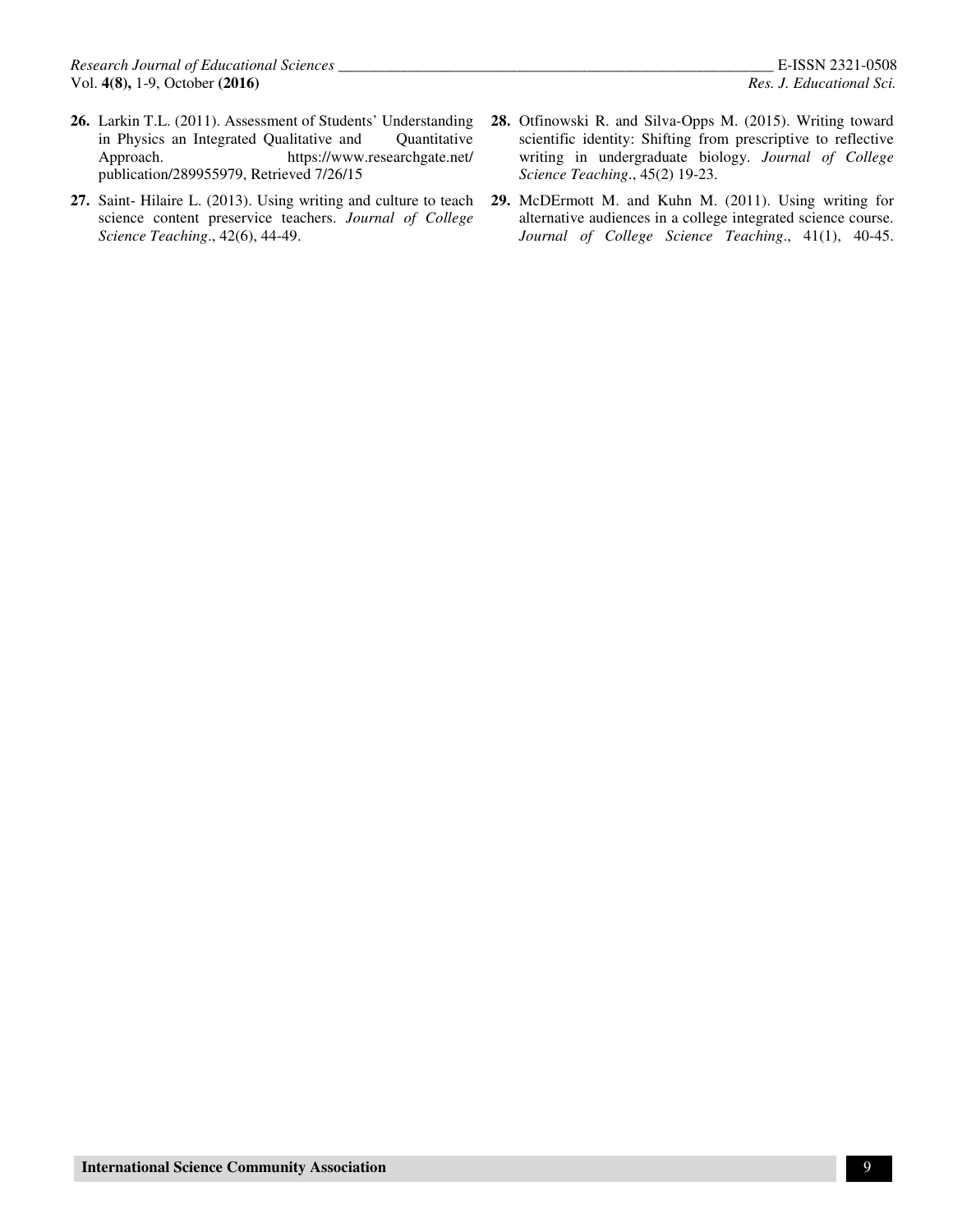26. Larkin T.L. (2011). Assessment of Students' Understanding in Physics an Integrated Qualitative and Quantitative Approach. https://www.researchgate.net/publication/289955979, Retrieved 7/26/15

27. Saint- Hilaire L. (2013). Using writing and culture to teach science content preservice teachers. *Journal of College Science Teaching*., 42(6), 44-49.

28. Otfinowski R. and Silva-Opps M. (2015). Writing toward scientific identity: Shifting from prescriptive to reflective writing in undergraduate biology. *Journal of College Science Teaching*., 45(2) 19-23.

29. McDErmott M. and Kuhn M. (2011). Using writing for alternative audiences in a college integrated science course. *Journal of College Science Teaching*., 41(1), 40-45.